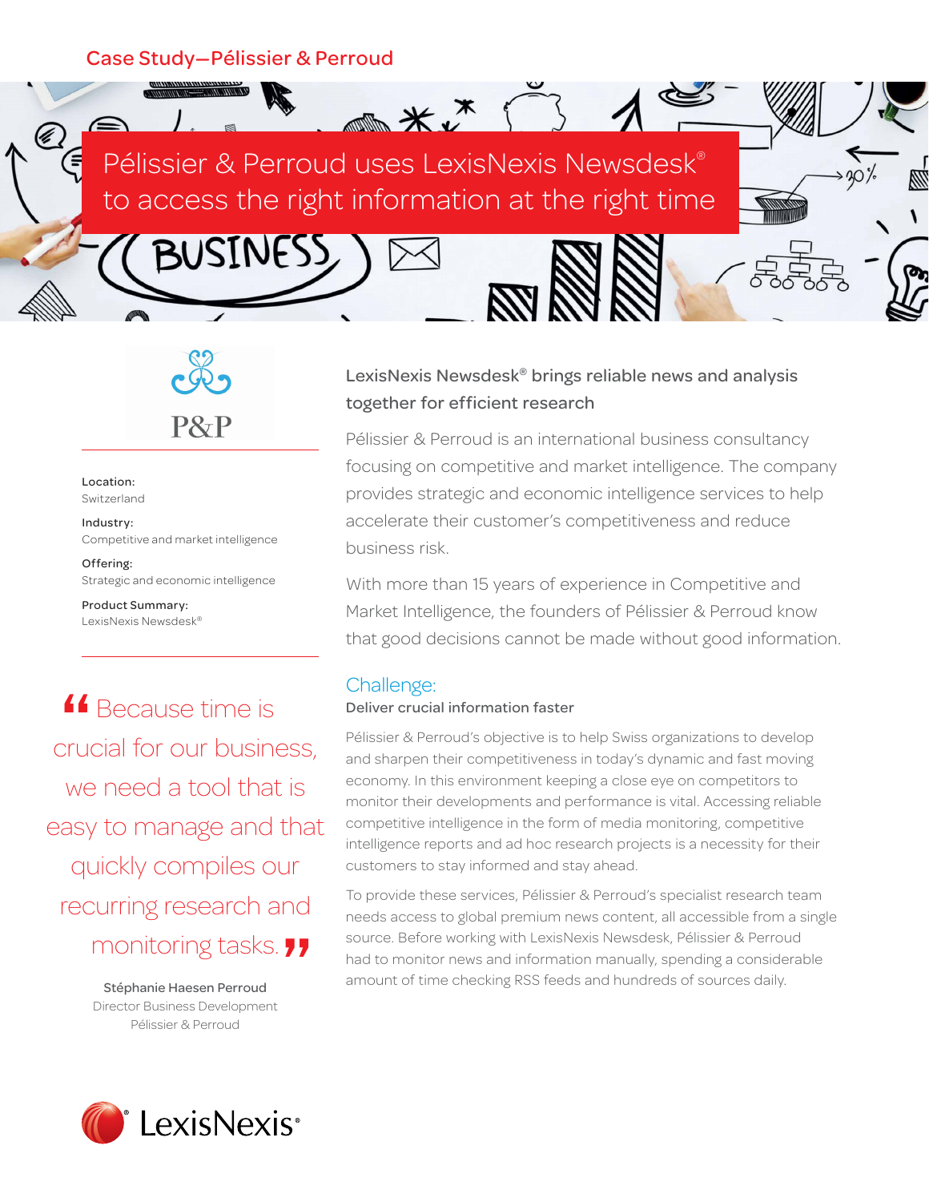Case Study—Pélissier & Perroud

# Pélissier & Perroud uses LexisNexis Newsdesk® to access the right information at the right time

P&P

**Location:**
Switzerland

**Industry:**
Competitive and market intelligence

**Offering:**
Strategic and economic intelligence

**Product Summary:**
LexisNexis Newsdesk®

> “Because time is crucial for our business, we need a tool that is easy to manage and that quickly compiles our recurring research and monitoring tasks.”
>
> **Stéphanie Haesen Perroud**
> Director Business Development
> Pélissier & Perroud

## LexisNexis Newsdesk® brings reliable news and analysis together for efficient research

Pélissier & Perroud is an international business consultancy focusing on competitive and market intelligence. The company provides strategic and economic intelligence services to help accelerate their customer's competitiveness and reduce business risk.

With more than 15 years of experience in Competitive and Market Intelligence, the founders of Pélissier & Perroud know that good decisions cannot be made without good information.

## Challenge:

**Deliver crucial information faster**

Pélissier & Perroud's objective is to help Swiss organizations to develop and sharpen their competitiveness in today's dynamic and fast moving economy. In this environment keeping a close eye on competitors to monitor their developments and performance is vital. Accessing reliable competitive intelligence in the form of media monitoring, competitive intelligence reports and ad hoc research projects is a necessity for their customers to stay informed and stay ahead.

To provide these services, Pélissier & Perroud's specialist research team needs access to global premium news content, all accessible from a single source. Before working with LexisNexis Newsdesk, Pélissier & Perroud had to monitor news and information manually, spending a considerable amount of time checking RSS feeds and hundreds of sources daily.

LexisNexis®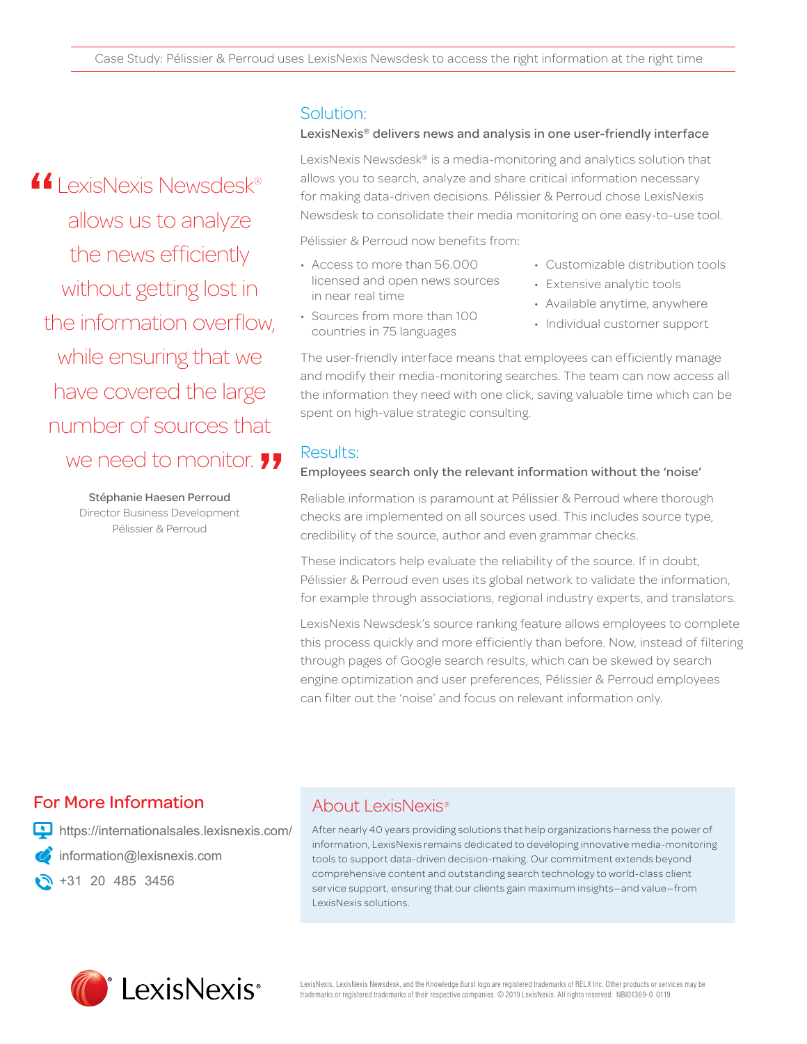> "LexisNexis Newsdesk® allows us to analyze the news efficiently without getting lost in the information overflow, while ensuring that we have covered the large number of sources that we need to monitor."

**Stéphanie Haesen Perroud**
Director Business Development
Pélissier & Perroud

## Solution:

**LexisNexis® delivers news and analysis in one user-friendly interface**

LexisNexis Newsdesk® is a media-monitoring and analytics solution that allows you to search, analyze and share critical information necessary for making data-driven decisions. Pélissier & Perroud chose LexisNexis Newsdesk to consolidate their media monitoring on one easy-to-use tool.

Pélissier & Perroud now benefits from:

- Access to more than 56.000 licensed and open news sources in near real time
- Sources from more than 100 countries in 75 languages
- Customizable distribution tools
- Extensive analytic tools
- Available anytime, anywhere
- Individual customer support

The user-friendly interface means that employees can efficiently manage and modify their media-monitoring searches. The team can now access all the information they need with one click, saving valuable time which can be spent on high-value strategic consulting.

## Results:

**Employees search only the relevant information without the 'noise'**

Reliable information is paramount at Pélissier & Perroud where thorough checks are implemented on all sources used. This includes source type, credibility of the source, author and even grammar checks.

These indicators help evaluate the reliability of the source. If in doubt, Pélissier & Perroud even uses its global network to validate the information, for example through associations, regional industry experts, and translators.

LexisNexis Newsdesk's source ranking feature allows employees to complete this process quickly and more efficiently than before. Now, instead of filtering through pages of Google search results, which can be skewed by search engine optimization and user preferences, Pélissier & Perroud employees can filter out the 'noise' and focus on relevant information only.

## For More Information

- https://internationalsales.lexisnexis.com/
- information@lexisnexis.com
- +31 20 485 3456

## About LexisNexis®

After nearly 40 years providing solutions that help organizations harness the power of information, LexisNexis remains dedicated to developing innovative media-monitoring tools to support data-driven decision-making. Our commitment extends beyond comprehensive content and outstanding search technology to world-class client service support, ensuring that our clients gain maximum insights—and value—from LexisNexis solutions.

LexisNexis®

LexisNexis, LexisNexis Newsdesk, and the Knowledge Burst logo are registered trademarks of RELX Inc. Other products or services may be trademarks or registered trademarks of their respective companies. © 2019 LexisNexis. All rights reserved. NBI01369-0 0119